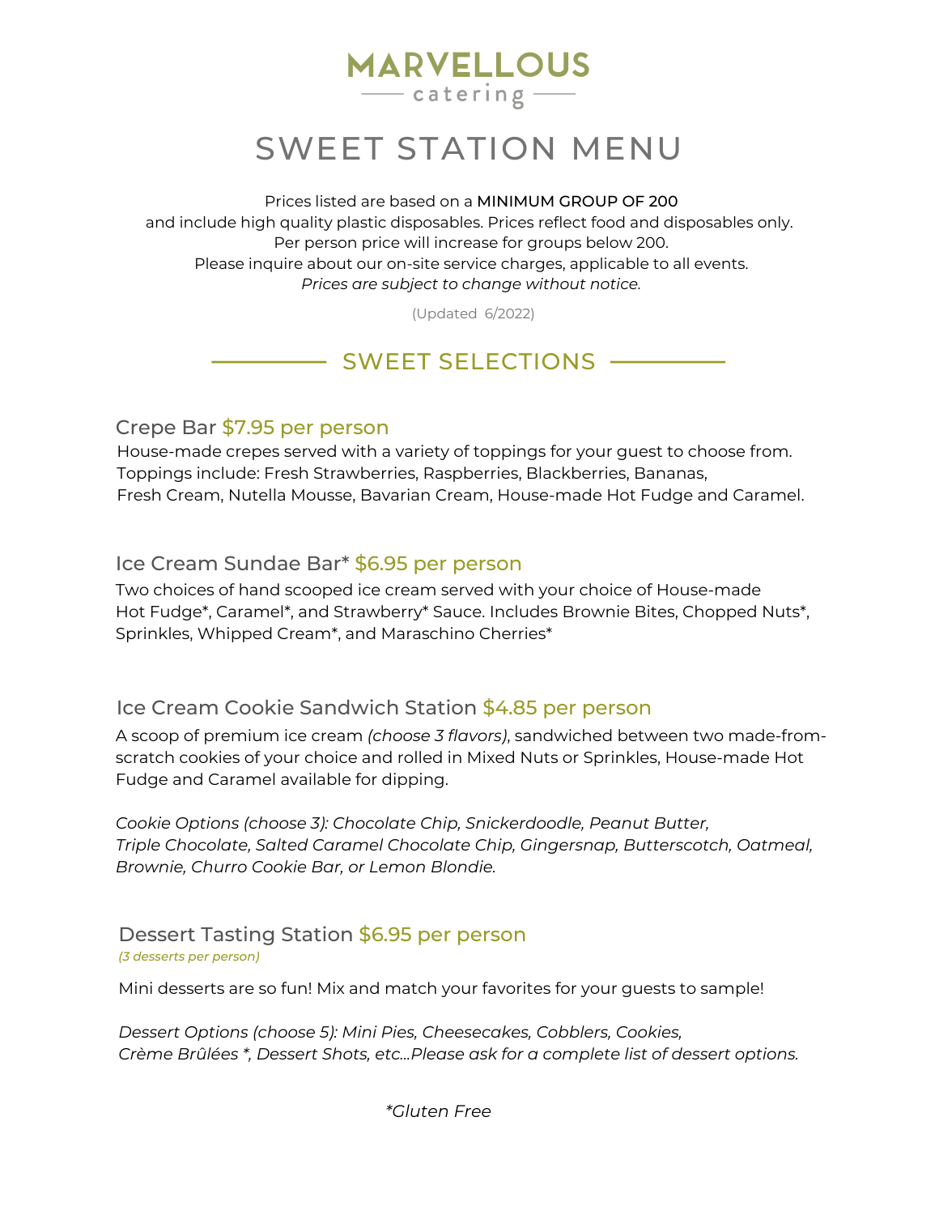# MARVELLOUS

catering

# SWEET STATION MENU

Prices listed are based on a **MINIMUM GROUP OF 200**
and include high quality plastic disposables. Prices reflect food and disposables only.
Per person price will increase for groups below 200.
Please inquire about our on-site service charges, applicable to all events.
*Prices are subject to change without notice.*

(Updated 6/2022)

## SWEET SELECTIONS

### Crepe Bar $7.95 per person

House-made crepes served with a variety of toppings for your guest to choose from.
Toppings include: Fresh Strawberries, Raspberries, Blackberries, Bananas,
Fresh Cream, Nutella Mousse, Bavarian Cream, House-made Hot Fudge and Caramel.

### Ice Cream Sundae Bar* $6.95 per person

Two choices of hand scooped ice cream served with your choice of House-made
Hot Fudge*, Caramel*, and Strawberry* Sauce. Includes Brownie Bites, Chopped Nuts*,
Sprinkles, Whipped Cream*, and Maraschino Cherries*

### Ice Cream Cookie Sandwich Station $4.85 per person

A scoop of premium ice cream *(choose 3 flavors)*, sandwiched between two made-from-scratch cookies of your choice and rolled in Mixed Nuts or Sprinkles, House-made Hot Fudge and Caramel available for dipping.

*Cookie Options (choose 3): Chocolate Chip, Snickerdoodle, Peanut Butter,
Triple Chocolate, Salted Caramel Chocolate Chip, Gingersnap, Butterscotch, Oatmeal,
Brownie, Churro Cookie Bar, or Lemon Blondie.*

### Dessert Tasting Station $6.95 per person

*(3 desserts per person)*

Mini desserts are so fun! Mix and match your favorites for your guests to sample!

*Dessert Options (choose 5): Mini Pies, Cheesecakes, Cobblers, Cookies,
Crème Brûlées *, Dessert Shots, etc...Please ask for a complete list of dessert options.*

*\*Gluten Free*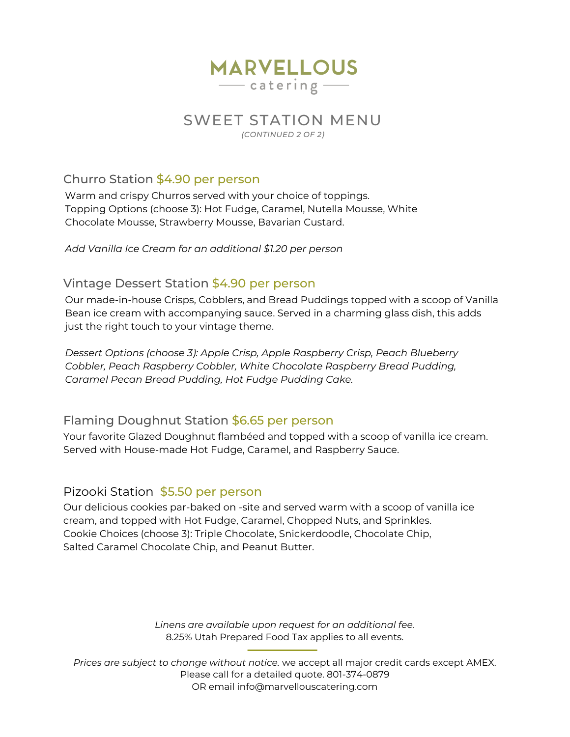# MARVELLOUS

catering

## SWEET STATION MENU

*(CONTINUED 2 OF 2)*

### Churro Station $4.90 per person

Warm and crispy Churros served with your choice of toppings.
Topping Options (choose 3): Hot Fudge, Caramel, Nutella Mousse, White Chocolate Mousse, Strawberry Mousse, Bavarian Custard.

*Add Vanilla Ice Cream for an additional $1.20 per person*

### Vintage Dessert Station $4.90 per person

Our made-in-house Crisps, Cobblers, and Bread Puddings topped with a scoop of Vanilla Bean ice cream with accompanying sauce. Served in a charming glass dish, this adds just the right touch to your vintage theme.

*Dessert Options (choose 3): Apple Crisp, Apple Raspberry Crisp, Peach Blueberry Cobbler, Peach Raspberry Cobbler, White Chocolate Raspberry Bread Pudding, Caramel Pecan Bread Pudding, Hot Fudge Pudding Cake.*

### Flaming Doughnut Station $6.65 per person

Your favorite Glazed Doughnut flambéed and topped with a scoop of vanilla ice cream. Served with House-made Hot Fudge, Caramel, and Raspberry Sauce.

### Pizooki Station $5.50 per person

Our delicious cookies par-baked on -site and served warm with a scoop of vanilla ice cream, and topped with Hot Fudge, Caramel, Chopped Nuts, and Sprinkles.
Cookie Choices (choose 3): Triple Chocolate, Snickerdoodle, Chocolate Chip, Salted Caramel Chocolate Chip, and Peanut Butter.

*Linens are available upon request for an additional fee.*
8.25% Utah Prepared Food Tax applies to all events.

*Prices are subject to change without notice.* we accept all major credit cards except AMEX.
Please call for a detailed quote. 801-374-0879
OR email info@marvellouscatering.com